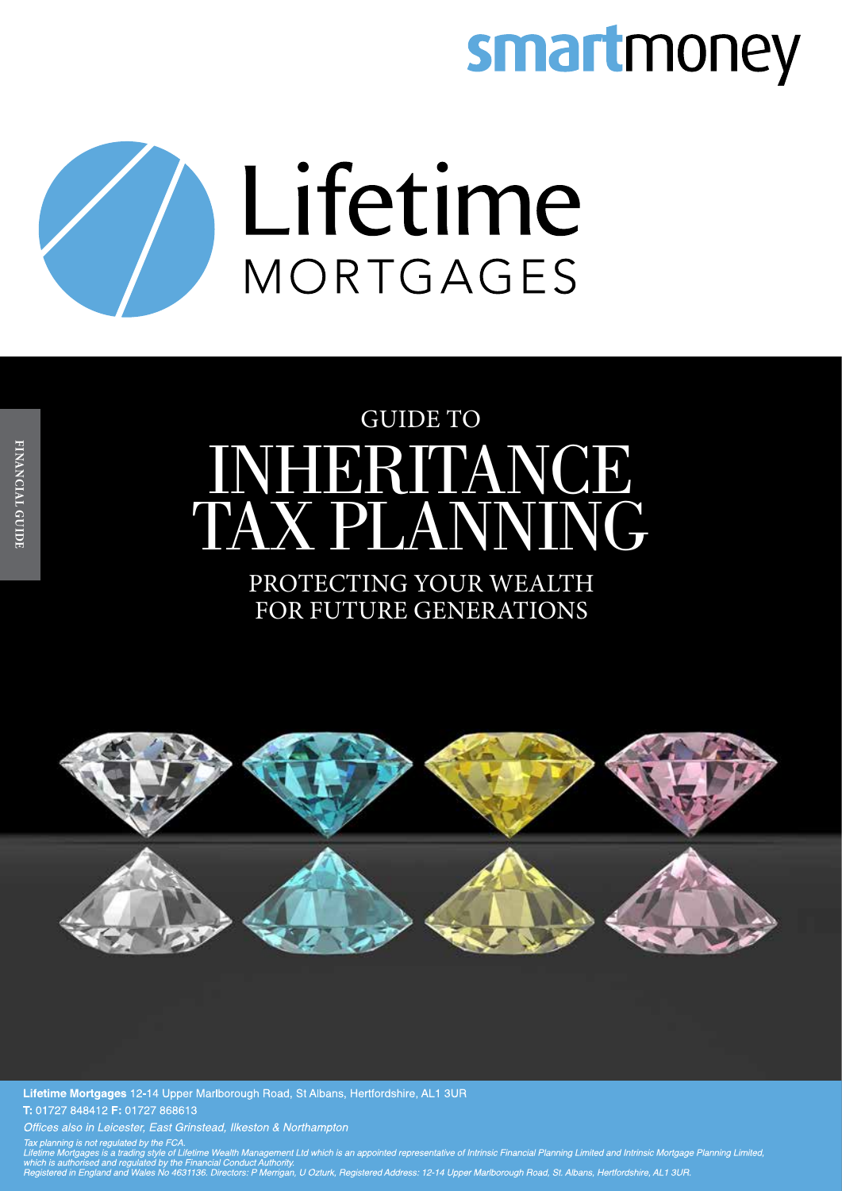smartmoney

Lifetime
MORTGAGES

FINANCIAL GUIDE

GUIDE TO

# INHERITANCE TAX PLANNING

## PROTECTING YOUR WEALTH FOR FUTURE GENERATIONS

**Lifetime Mortgages** 12-14 Upper Marlborough Road, St Albans, Hertfordshire, AL1 3UR

**T:** 01727 848412 **F:** 01727 868613

*Offices also in Leicester, East Grinstead, Ilkeston & Northampton*

*Tax planning is not regulated by the FCA.*
*Lifetime Mortgages is a trading style of Lifetime Wealth Management Ltd which is an appointed representative of Intrinsic Financial Planning Limited and Intrinsic Mortgage Planning Limited, which is authorised and regulated by the Financial Conduct Authority.*
*Registered in England and Wales No 4631136. Directors: P Merrigan, U Ozturk, Registered Address: 12-14 Upper Marlborough Road, St. Albans, Hertfordshire, AL1 3UR.*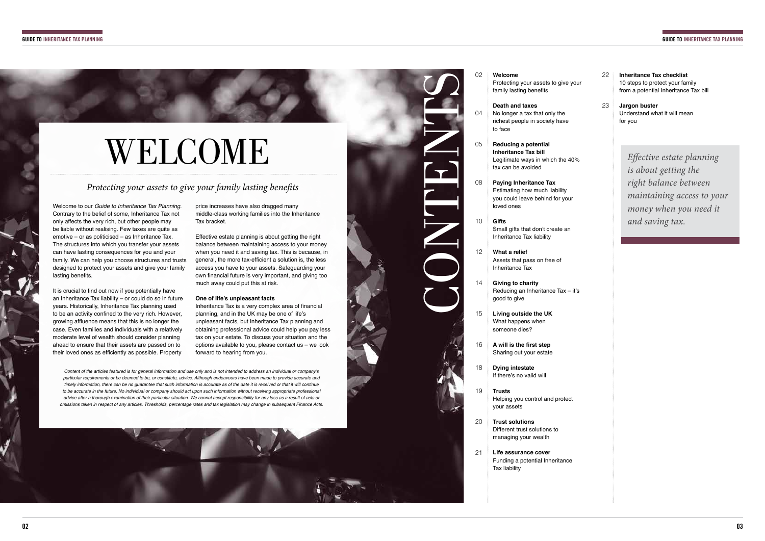# WELCOME

## *Protecting your assets to give your family lasting benefits*

Welcome to our *Guide to Inheritance Tax Planning.* Contrary to the belief of some, Inheritance Tax not only affects the very rich, but other people may be liable without realising. Few taxes are quite as emotive – or as politicised – as Inheritance Tax. The structures into which you transfer your assets can have lasting consequences for you and your family. We can help you choose structures and trusts designed to protect your assets and give your family lasting benefits.

It is crucial to find out now if you potentially have an Inheritance Tax liability – or could do so in future years. Historically, Inheritance Tax planning used to be an activity confined to the very rich. However, growing affluence means that this is no longer the case. Even families and individuals with a relatively moderate level of wealth should consider planning ahead to ensure that their assets are passed on to their loved ones as efficiently as possible. Property price increases have also dragged many middle-class working families into the Inheritance Tax bracket.

Effective estate planning is about getting the right balance between maintaining access to your money when you need it and saving tax. This is because, in general, the more tax-efficient a solution is, the less access you have to your assets. Safeguarding your own financial future is very important, and giving too much away could put this at risk.

**One of life's unpleasant facts**

Inheritance Tax is a very complex area of financial planning, and in the UK may be one of life's unpleasant facts, but Inheritance Tax planning and obtaining professional advice could help you pay less tax on your estate. To discuss your situation and the options available to you, please contact us – we look forward to hearing from you.

*Content of the articles featured is for general information and use only and is not intended to address an individual or company's particular requirements or be deemed to be, or constitute, advice. Although endeavours have been made to provide accurate and timely information, there can be no guarantee that such information is accurate as of the date it is received or that it will continue to be accurate in the future. No individual or company should act upon such information without receiving appropriate professional advice after a thorough examination of their particular situation. We cannot accept responsibility for any loss as a result of acts or omissions taken in respect of any articles. Thresholds, percentage rates and tax legislation may change in subsequent Finance Acts.*

# CONTENTS

02 **Welcome**
Protecting your assets to give your family lasting benefits

04 **Death and taxes**
No longer a tax that only the richest people in society have to face

05 **Reducing a potential Inheritance Tax bill**
Legitimate ways in which the 40% tax can be avoided

08 **Paying Inheritance Tax**
Estimating how much liability you could leave behind for your loved ones

10 **Gifts**
Small gifts that don't create an Inheritance Tax liability

12 **What a relief**
Assets that pass on free of Inheritance Tax

14 **Giving to charity**
Reducing an Inheritance Tax – it's good to give

15 **Living outside the UK**
What happens when someone dies?

16 **A will is the first step**
Sharing out your estate

18 **Dying intestate**
If there's no valid will

19 **Trusts**
Helping you control and protect your assets

20 **Trust solutions**
Different trust solutions to managing your wealth

21 **Life assurance cover**
Funding a potential Inheritance Tax liability

22 **Inheritance Tax checklist**
10 steps to protect your family from a potential Inheritance Tax bill

23 **Jargon buster**
Understand what it will mean for you

*Effective estate planning is about getting the right balance between maintaining access to your money when you need it and saving tax.*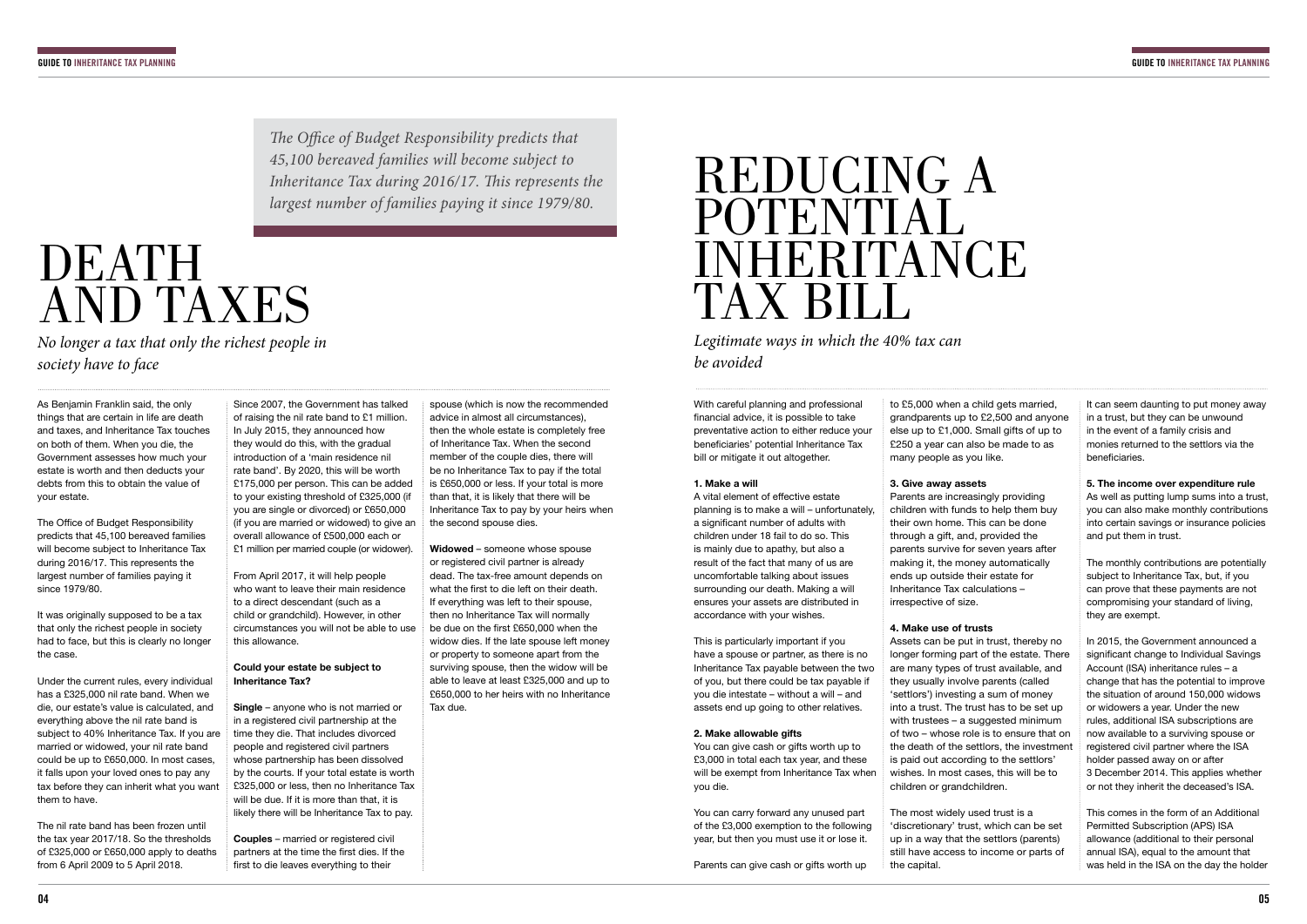> *The Office of Budget Responsibility predicts that 45,100 bereaved families will become subject to Inheritance Tax during 2016/17. This represents the largest number of families paying it since 1979/80.*

# DEATH AND TAXES

*No longer a tax that only the richest people in society have to face*

As Benjamin Franklin said, the only things that are certain in life are death and taxes, and Inheritance Tax touches on both of them. When you die, the Government assesses how much your estate is worth and then deducts your debts from this to obtain the value of your estate.

The Office of Budget Responsibility predicts that 45,100 bereaved families will become subject to Inheritance Tax during 2016/17. This represents the largest number of families paying it since 1979/80.

It was originally supposed to be a tax that only the richest people in society had to face, but this is clearly no longer the case.

Under the current rules, every individual has a £325,000 nil rate band. When we die, our estate's value is calculated, and everything above the nil rate band is subject to 40% Inheritance Tax. If you are married or widowed, your nil rate band could be up to £650,000. In most cases, it falls upon your loved ones to pay any tax before they can inherit what you want them to have.

The nil rate band has been frozen until the tax year 2017/18. So the thresholds of £325,000 or £650,000 apply to deaths from 6 April 2009 to 5 April 2018.

Since 2007, the Government has talked of raising the nil rate band to £1 million. In July 2015, they announced how they would do this, with the gradual introduction of a 'main residence nil rate band'. By 2020, this will be worth £175,000 per person. This can be added to your existing threshold of £325,000 (if you are single or divorced) or £650,000 (if you are married or widowed) to give an overall allowance of £500,000 each or £1 million per married couple (or widower).

From April 2017, it will help people who want to leave their main residence to a direct descendant (such as a child or grandchild). However, in other circumstances you will not be able to use this allowance.

**Could your estate be subject to Inheritance Tax?**

**Single** – anyone who is not married or in a registered civil partnership at the time they die. That includes divorced people and registered civil partners whose partnership has been dissolved by the courts. If your total estate is worth £325,000 or less, then no Inheritance Tax will be due. If it is more than that, it is likely there will be Inheritance Tax to pay.

**Couples** – married or registered civil partners at the time the first dies. If the first to die leaves everything to their spouse (which is now the recommended advice in almost all circumstances), then the whole estate is completely free of Inheritance Tax. When the second member of the couple dies, there will be no Inheritance Tax to pay if the total is £650,000 or less. If your total is more than that, it is likely that there will be Inheritance Tax to pay by your heirs when the second spouse dies.

**Widowed** – someone whose spouse or registered civil partner is already dead. The tax-free amount depends on what the first to die left on their death. If everything was left to their spouse, then no Inheritance Tax will normally be due on the first £650,000 when the widow dies. If the late spouse left money or property to someone apart from the surviving spouse, then the widow will be able to leave at least £325,000 and up to £650,000 to her heirs with no Inheritance Tax due.

# REDUCING A POTENTIAL INHERITANCE TAX BILL

*Legitimate ways in which the 40% tax can be avoided*

With careful planning and professional financial advice, it is possible to take preventative action to either reduce your beneficiaries' potential Inheritance Tax bill or mitigate it out altogether.

**1. Make a will**

A vital element of effective estate planning is to make a will – unfortunately, a significant number of adults with children under 18 fail to do so. This is mainly due to apathy, but also a result of the fact that many of us are uncomfortable talking about issues surrounding our death. Making a will ensures your assets are distributed in accordance with your wishes.

This is particularly important if you have a spouse or partner, as there is no Inheritance Tax payable between the two of you, but there could be tax payable if you die intestate – without a will – and assets end up going to other relatives.

**2. Make allowable gifts**

You can give cash or gifts worth up to £3,000 in total each tax year, and these will be exempt from Inheritance Tax when you die.

You can carry forward any unused part of the £3,000 exemption to the following year, but then you must use it or lose it.

Parents can give cash or gifts worth up to £5,000 when a child gets married, grandparents up to £2,500 and anyone else up to £1,000. Small gifts of up to £250 a year can also be made to as many people as you like.

**3. Give away assets**

Parents are increasingly providing children with funds to help them buy their own home. This can be done through a gift, and, provided the parents survive for seven years after making it, the money automatically ends up outside their estate for Inheritance Tax calculations – irrespective of size.

**4. Make use of trusts**

Assets can be put in trust, thereby no longer forming part of the estate. There are many types of trust available, and they usually involve parents (called 'settlors') investing a sum of money into a trust. The trust has to be set up with trustees – a suggested minimum of two – whose role is to ensure that on the death of the settlors, the investment is paid out according to the settlors' wishes. In most cases, this will be to children or grandchildren.

The most widely used trust is a 'discretionary' trust, which can be set up in a way that the settlors (parents) still have access to income or parts of the capital.

It can seem daunting to put money away in a trust, but they can be unwound in the event of a family crisis and monies returned to the settlors via the beneficiaries.

**5. The income over expenditure rule**

As well as putting lump sums into a trust, you can also make monthly contributions into certain savings or insurance policies and put them in trust.

The monthly contributions are potentially subject to Inheritance Tax, but, if you can prove that these payments are not compromising your standard of living, they are exempt.

In 2015, the Government announced a significant change to Individual Savings Account (ISA) inheritance rules – a change that has the potential to improve the situation of around 150,000 widows or widowers a year. Under the new rules, additional ISA subscriptions are now available to a surviving spouse or registered civil partner where the ISA holder passed away on or after 3 December 2014. This applies whether or not they inherit the deceased's ISA.

This comes in the form of an Additional Permitted Subscription (APS) ISA allowance (additional to their personal annual ISA), equal to the amount that was held in the ISA on the day the holder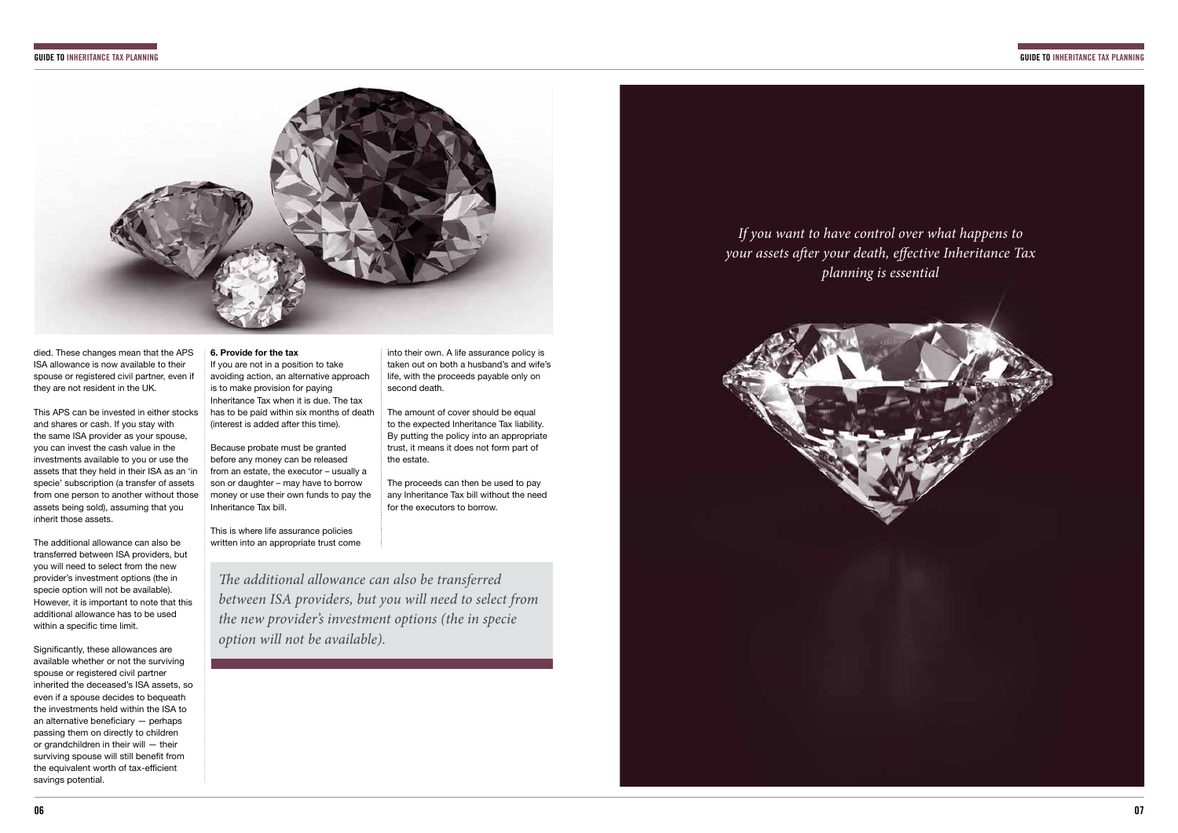died. These changes mean that the APS ISA allowance is now available to their spouse or registered civil partner, even if they are not resident in the UK.

This APS can be invested in either stocks and shares or cash. If you stay with the same ISA provider as your spouse, you can invest the cash value in the investments available to you or use the assets that they held in their ISA as an 'in specie' subscription (a transfer of assets from one person to another without those assets being sold), assuming that you inherit those assets.

The additional allowance can also be transferred between ISA providers, but you will need to select from the new provider's investment options (the in specie option will not be available). However, it is important to note that this additional allowance has to be used within a specific time limit.

Significantly, these allowances are available whether or not the surviving spouse or registered civil partner inherited the deceased's ISA assets, so even if a spouse decides to bequeath the investments held within the ISA to an alternative beneficiary — perhaps passing them on directly to children or grandchildren in their will — their surviving spouse will still benefit from the equivalent worth of tax-efficient savings potential.

**6. Provide for the tax**

If you are not in a position to take avoiding action, an alternative approach is to make provision for paying Inheritance Tax when it is due. The tax has to be paid within six months of death (interest is added after this time).

Because probate must be granted before any money can be released from an estate, the executor – usually a son or daughter – may have to borrow money or use their own funds to pay the Inheritance Tax bill.

This is where life assurance policies written into an appropriate trust come into their own. A life assurance policy is taken out on both a husband's and wife's life, with the proceeds payable only on second death.

The amount of cover should be equal to the expected Inheritance Tax liability. By putting the policy into an appropriate trust, it means it does not form part of the estate.

The proceeds can then be used to pay any Inheritance Tax bill without the need for the executors to borrow.

*The additional allowance can also be transferred between ISA providers, but you will need to select from the new provider's investment options (the in specie option will not be available).*

*If you want to have control over what happens to your assets after your death, effective Inheritance Tax planning is essential*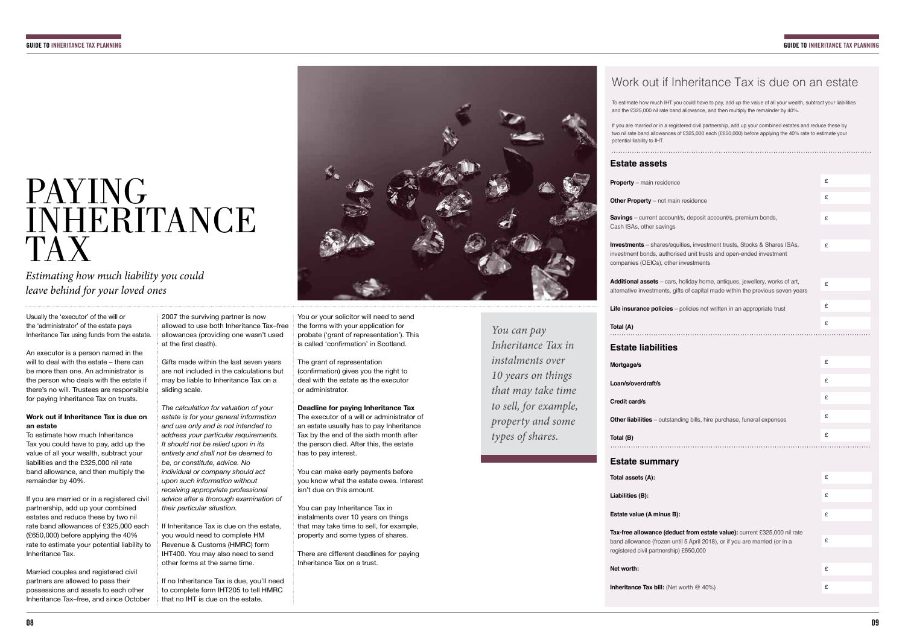# PAYING INHERITANCE TAX

*Estimating how much liability you could leave behind for your loved ones*

Usually the 'executor' of the will or the 'administrator' of the estate pays Inheritance Tax using funds from the estate.

An executor is a person named in the will to deal with the estate – there can be more than one. An administrator is the person who deals with the estate if there's no will. Trustees are responsible for paying Inheritance Tax on trusts.

**Work out if Inheritance Tax is due on an estate**
To estimate how much Inheritance Tax you could have to pay, add up the value of all your wealth, subtract your liabilities and the £325,000 nil rate band allowance, and then multiply the remainder by 40%.

If you are married or in a registered civil partnership, add up your combined estates and reduce these by two nil rate band allowances of £325,000 each (£650,000) before applying the 40% rate to estimate your potential liability to Inheritance Tax.

Married couples and registered civil partners are allowed to pass their possessions and assets to each other Inheritance Tax–free, and since October 2007 the surviving partner is now allowed to use both Inheritance Tax–free allowances (providing one wasn't used at the first death).

Gifts made within the last seven years are not included in the calculations but may be liable to Inheritance Tax on a sliding scale.

*The calculation for valuation of your estate is for your general information and use only and is not intended to address your particular requirements. It should not be relied upon in its entirety and shall not be deemed to be, or constitute, advice. No individual or company should act upon such information without receiving appropriate professional advice after a thorough examination of their particular situation.*

If Inheritance Tax is due on the estate, you would need to complete HM Revenue & Customs (HMRC) form IHT400. You may also need to send other forms at the same time.

If no Inheritance Tax is due, you'll need to complete form IHT205 to tell HMRC that no IHT is due on the estate.

You or your solicitor will need to send the forms with your application for probate ('grant of representation'). This is called 'confirmation' in Scotland.

The grant of representation (confirmation) gives you the right to deal with the estate as the executor or administrator.

**Deadline for paying Inheritance Tax**
The executor of a will or administrator of an estate usually has to pay Inheritance Tax by the end of the sixth month after the person died. After this, the estate has to pay interest.

You can make early payments before you know what the estate owes. Interest isn't due on this amount.

You can pay Inheritance Tax in instalments over 10 years on things that may take time to sell, for example, property and some types of shares.

There are different deadlines for paying Inheritance Tax on a trust.

*You can pay Inheritance Tax in instalments over 10 years on things that may take time to sell, for example, property and some types of shares.*

## Work out if Inheritance Tax is due on an estate

To estimate how much IHT you could have to pay, add up the value of all your wealth, subtract your liabilities and the £325,000 nil rate band allowance, and then multiply the remainder by 40%.

If you are married or in a registered civil partnership, add up your combined estates and reduce these by two nil rate band allowances of £325,000 each (£650,000) before applying the 40% rate to estimate your potential liability to IHT.

### Estate assets

| | |
|---|---|
| **Property** – main residence | £ |
| **Other Property** – not main residence | £ |
| **Savings** – current account/s, deposit account/s, premium bonds, Cash ISAs, other savings | £ |
| **Investments** – shares/equities, investment trusts, Stocks & Shares ISAs, investment bonds, authorised unit trusts and open-ended investment companies (OEICs), other investments | £ |
| **Additional assets** – cars, holiday home, antiques, jewellery, works of art, alternative investments, gifts of capital made within the previous seven years | £ |
| **Life insurance policies** – policies not written in an appropriate trust | £ |
| **Total (A)** | £ |

### Estate liabilities

| | |
|---|---|
| **Mortgage/s** | £ |
| **Loan/s/overdraft/s** | £ |
| **Credit card/s** | £ |
| **Other liabilities** – outstanding bills, hire purchase, funeral expenses | £ |
| **Total (B)** | £ |

### Estate summary

| | |
|---|---|
| **Total assets (A):** | £ |
| **Liabilities (B):** | £ |
| **Estate value (A minus B):** | £ |
| **Tax-free allowance (deduct from estate value):** current £325,000 nil rate band allowance (frozen until 5 April 2018), or if you are married (or in a registered civil partnership) £650,000 | £ |
| **Net worth:** | £ |
| **Inheritance Tax bill:** (Net worth @ 40%) | £ |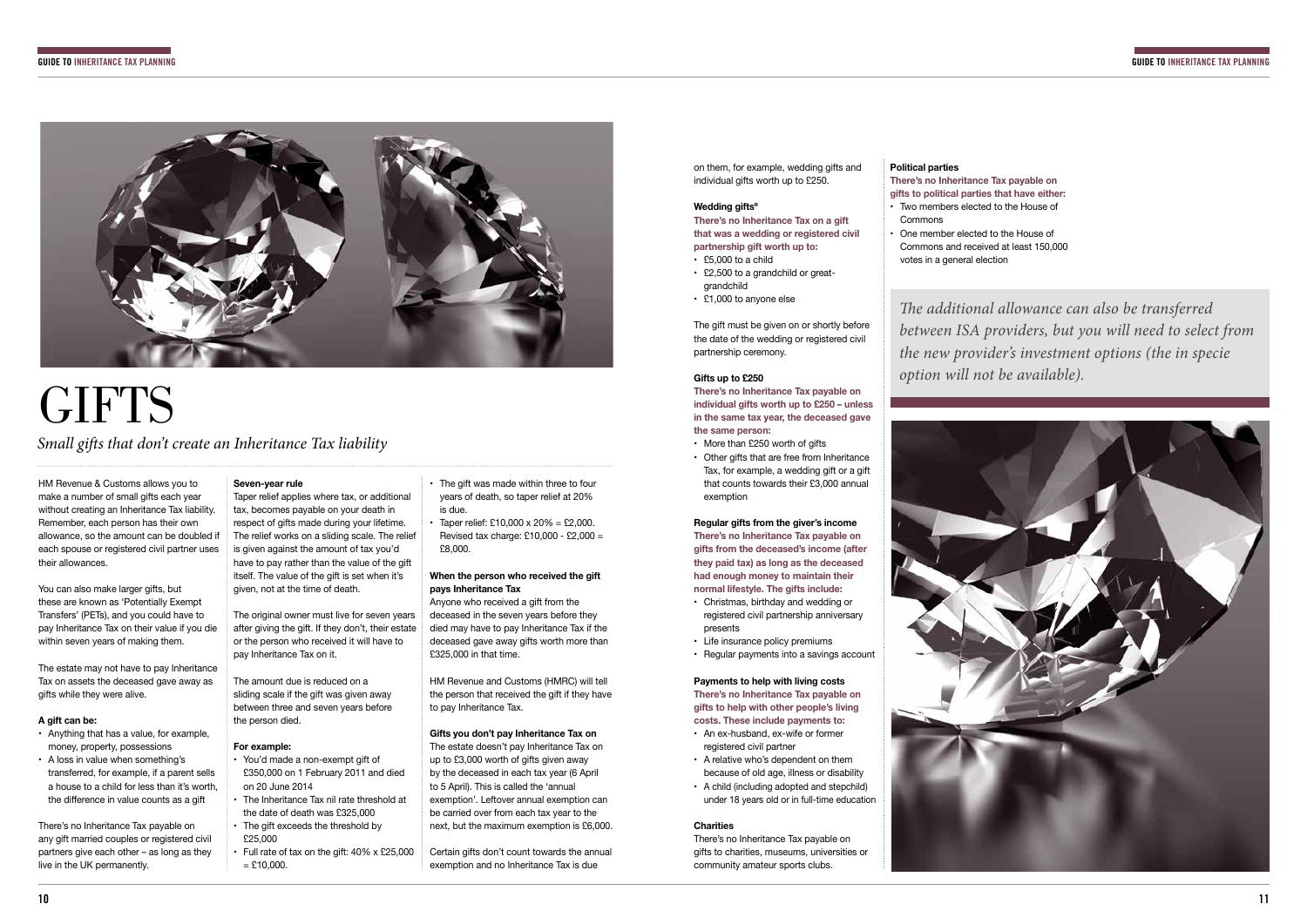# GIFTS

*Small gifts that don't create an Inheritance Tax liability*

HM Revenue & Customs allows you to make a number of small gifts each year without creating an Inheritance Tax liability. Remember, each person has their own allowance, so the amount can be doubled if each spouse or registered civil partner uses their allowances.

You can also make larger gifts, but these are known as 'Potentially Exempt Transfers' (PETs), and you could have to pay Inheritance Tax on their value if you die within seven years of making them.

The estate may not have to pay Inheritance Tax on assets the deceased gave away as gifts while they were alive.

**A gift can be:**

- Anything that has a value, for example, money, property, possessions
- A loss in value when something's transferred, for example, if a parent sells a house to a child for less than it's worth, the difference in value counts as a gift

There's no Inheritance Tax payable on any gift married couples or registered civil partners give each other – as long as they live in the UK permanently.

**Seven-year rule**

Taper relief applies where tax, or additional tax, becomes payable on your death in respect of gifts made during your lifetime. The relief works on a sliding scale. The relief is given against the amount of tax you'd have to pay rather than the value of the gift itself. The value of the gift is set when it's given, not at the time of death.

The original owner must live for seven years after giving the gift. If they don't, their estate or the person who received it will have to pay Inheritance Tax on it.

The amount due is reduced on a sliding scale if the gift was given away between three and seven years before the person died.

**For example:**

- You'd made a non-exempt gift of £350,000 on 1 February 2011 and died on 20 June 2014
- The Inheritance Tax nil rate threshold at the date of death was £325,000
- The gift exceeds the threshold by £25,000
- Full rate of tax on the gift: 40% x £25,000 = £10,000.
- The gift was made within three to four years of death, so taper relief at 20% is due.
- Taper relief: £10,000 x 20% = £2,000. Revised tax charge: £10,000 - £2,000 = £8,000.

**When the person who received the gift pays Inheritance Tax**

Anyone who received a gift from the deceased in the seven years before they died may have to pay Inheritance Tax if the deceased gave away gifts worth more than £325,000 in that time.

HM Revenue and Customs (HMRC) will tell the person that received the gift if they have to pay Inheritance Tax.

**Gifts you don't pay Inheritance Tax on**

The estate doesn't pay Inheritance Tax on up to £3,000 worth of gifts given away by the deceased in each tax year (6 April to 5 April). This is called the 'annual exemption'. Leftover annual exemption can be carried over from each tax year to the next, but the maximum exemption is £6,000.

Certain gifts don't count towards the annual exemption and no Inheritance Tax is due on them, for example, wedding gifts and individual gifts worth up to £250.

**Wedding gifts°**

**There's no Inheritance Tax on a gift that was a wedding or registered civil partnership gift worth up to:**

- £5,000 to a child
- £2,500 to a grandchild or great-grandchild
- £1,000 to anyone else

The gift must be given on or shortly before the date of the wedding or registered civil partnership ceremony.

**Gifts up to £250**

**There's no Inheritance Tax payable on individual gifts worth up to £250 – unless in the same tax year, the deceased gave the same person:**

- More than £250 worth of gifts
- Other gifts that are free from Inheritance Tax, for example, a wedding gift or a gift that counts towards their £3,000 annual exemption

**Regular gifts from the giver's income**

**There's no Inheritance Tax payable on gifts from the deceased's income (after they paid tax) as long as the deceased had enough money to maintain their normal lifestyle. The gifts include:**

- Christmas, birthday and wedding or registered civil partnership anniversary presents
- Life insurance policy premiums
- Regular payments into a savings account

**Payments to help with living costs**

**There's no Inheritance Tax payable on gifts to help with other people's living costs. These include payments to:**

- An ex-husband, ex-wife or former registered civil partner
- A relative who's dependent on them because of old age, illness or disability
- A child (including adopted and stepchild) under 18 years old or in full-time education

**Charities**

There's no Inheritance Tax payable on gifts to charities, museums, universities or community amateur sports clubs.

**Political parties**

**There's no Inheritance Tax payable on gifts to political parties that have either:**

- Two members elected to the House of Commons
- One member elected to the House of Commons and received at least 150,000 votes in a general election

*The additional allowance can also be transferred between ISA providers, but you will need to select from the new provider's investment options (the in specie option will not be available).*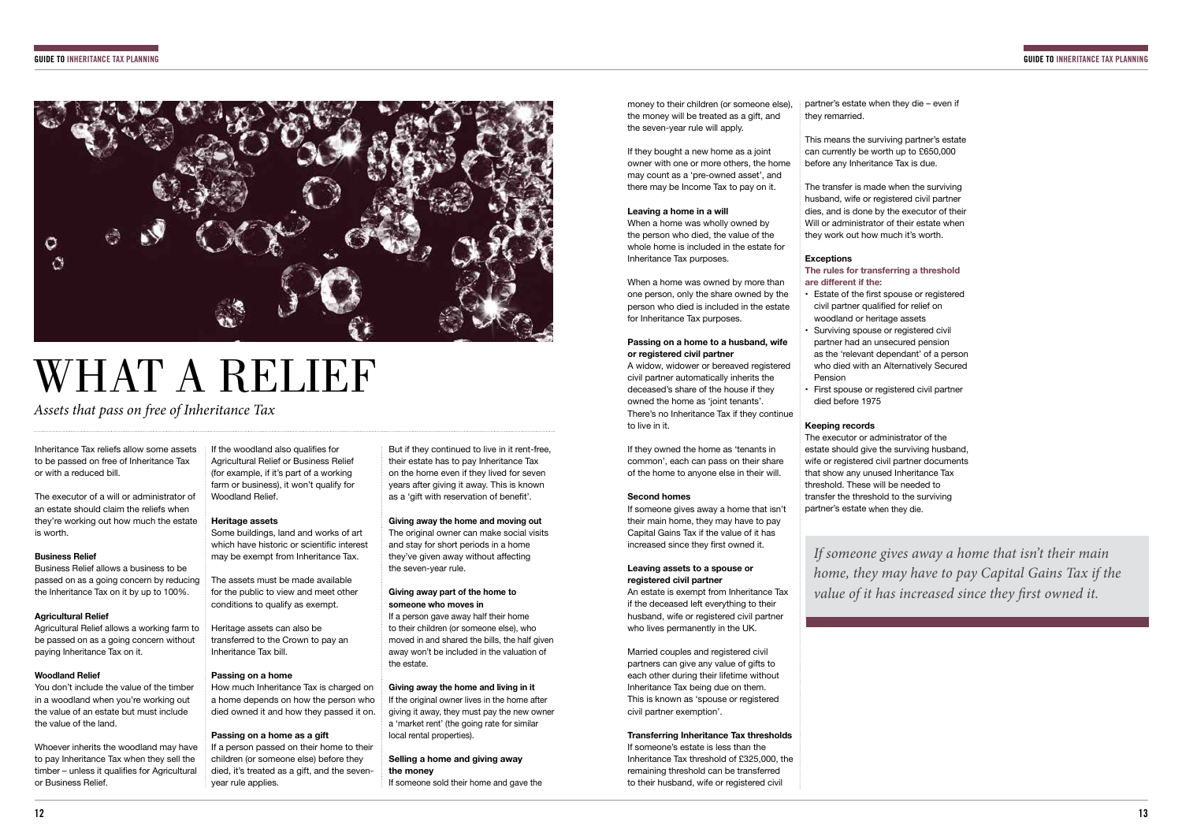# WHAT A RELIEF

*Assets that pass on free of Inheritance Tax*

Inheritance Tax reliefs allow some assets to be passed on free of Inheritance Tax or with a reduced bill.

The executor of a will or administrator of an estate should claim the reliefs when they're working out how much the estate is worth.

**Business Relief**

Business Relief allows a business to be passed on as a going concern by reducing the Inheritance Tax on it by up to 100%.

**Agricultural Relief**

Agricultural Relief allows a working farm to be passed on as a going concern without paying Inheritance Tax on it.

**Woodland Relief**

You don't include the value of the timber in a woodland when you're working out the value of an estate but must include the value of the land.

Whoever inherits the woodland may have to pay Inheritance Tax when they sell the timber – unless it qualifies for Agricultural or Business Relief.

If the woodland also qualifies for Agricultural Relief or Business Relief (for example, if it's part of a working farm or business), it won't qualify for Woodland Relief.

**Heritage assets**

Some buildings, land and works of art which have historic or scientific interest may be exempt from Inheritance Tax.

The assets must be made available for the public to view and meet other conditions to qualify as exempt.

Heritage assets can also be transferred to the Crown to pay an Inheritance Tax bill.

**Passing on a home**

How much Inheritance Tax is charged on a home depends on how the person who died owned it and how they passed it on.

**Passing on a home as a gift**

If a person passed on their home to their children (or someone else) before they died, it's treated as a gift, and the seven-year rule applies.

But if they continued to live in it rent-free, their estate has to pay Inheritance Tax on the home even if they lived for seven years after giving it away. This is known as a 'gift with reservation of benefit'.

**Giving away the home and moving out**

The original owner can make social visits and stay for short periods in a home they've given away without affecting the seven-year rule.

**Giving away part of the home to someone who moves in**

If a person gave away half their home to their children (or someone else), who moved in and shared the bills, the half given away won't be included in the valuation of the estate.

**Giving away the home and living in it**

If the original owner lives in the home after giving it away, they must pay the new owner a 'market rent' (the going rate for similar local rental properties).

**Selling a home and giving away the money**

If someone sold their home and gave the money to their children (or someone else), the money will be treated as a gift, and the seven-year rule will apply.

If they bought a new home as a joint owner with one or more others, the home may count as a 'pre-owned asset', and there may be Income Tax to pay on it.

**Leaving a home in a will**

When a home was wholly owned by the person who died, the value of the whole home is included in the estate for Inheritance Tax purposes.

When a home was owned by more than one person, only the share owned by the person who died is included in the estate for Inheritance Tax purposes.

**Passing on a home to a husband, wife or registered civil partner**

A widow, widower or bereaved registered civil partner automatically inherits the deceased's share of the house if they owned the home as 'joint tenants'. There's no Inheritance Tax if they continue to live in it.

If they owned the home as 'tenants in common', each can pass on their share of the home to anyone else in their will.

**Second homes**

If someone gives away a home that isn't their main home, they may have to pay Capital Gains Tax if the value of it has increased since they first owned it.

**Leaving assets to a spouse or registered civil partner**

An estate is exempt from Inheritance Tax if the deceased left everything to their husband, wife or registered civil partner who lives permanently in the UK.

Married couples and registered civil partners can give any value of gifts to each other during their lifetime without Inheritance Tax being due on them. This is known as 'spouse or registered civil partner exemption'.

**Transferring Inheritance Tax thresholds**

If someone's estate is less than the Inheritance Tax threshold of £325,000, the remaining threshold can be transferred to their husband, wife or registered civil partner's estate when they die – even if they remarried.

This means the surviving partner's estate can currently be worth up to £650,000 before any Inheritance Tax is due.

The transfer is made when the surviving husband, wife or registered civil partner dies, and is done by the executor of their Will or administrator of their estate when they work out how much it's worth.

**Exceptions**

**The rules for transferring a threshold are different if the:**

- Estate of the first spouse or registered civil partner qualified for relief on woodland or heritage assets
- Surviving spouse or registered civil partner had an unsecured pension as the 'relevant dependant' of a person who died with an Alternatively Secured Pension
- First spouse or registered civil partner died before 1975

**Keeping records**

The executor or administrator of the estate should give the surviving husband, wife or registered civil partner documents that show any unused Inheritance Tax threshold. These will be needed to transfer the threshold to the surviving partner's estate when they die.

*If someone gives away a home that isn't their main home, they may have to pay Capital Gains Tax if the value of it has increased since they first owned it.*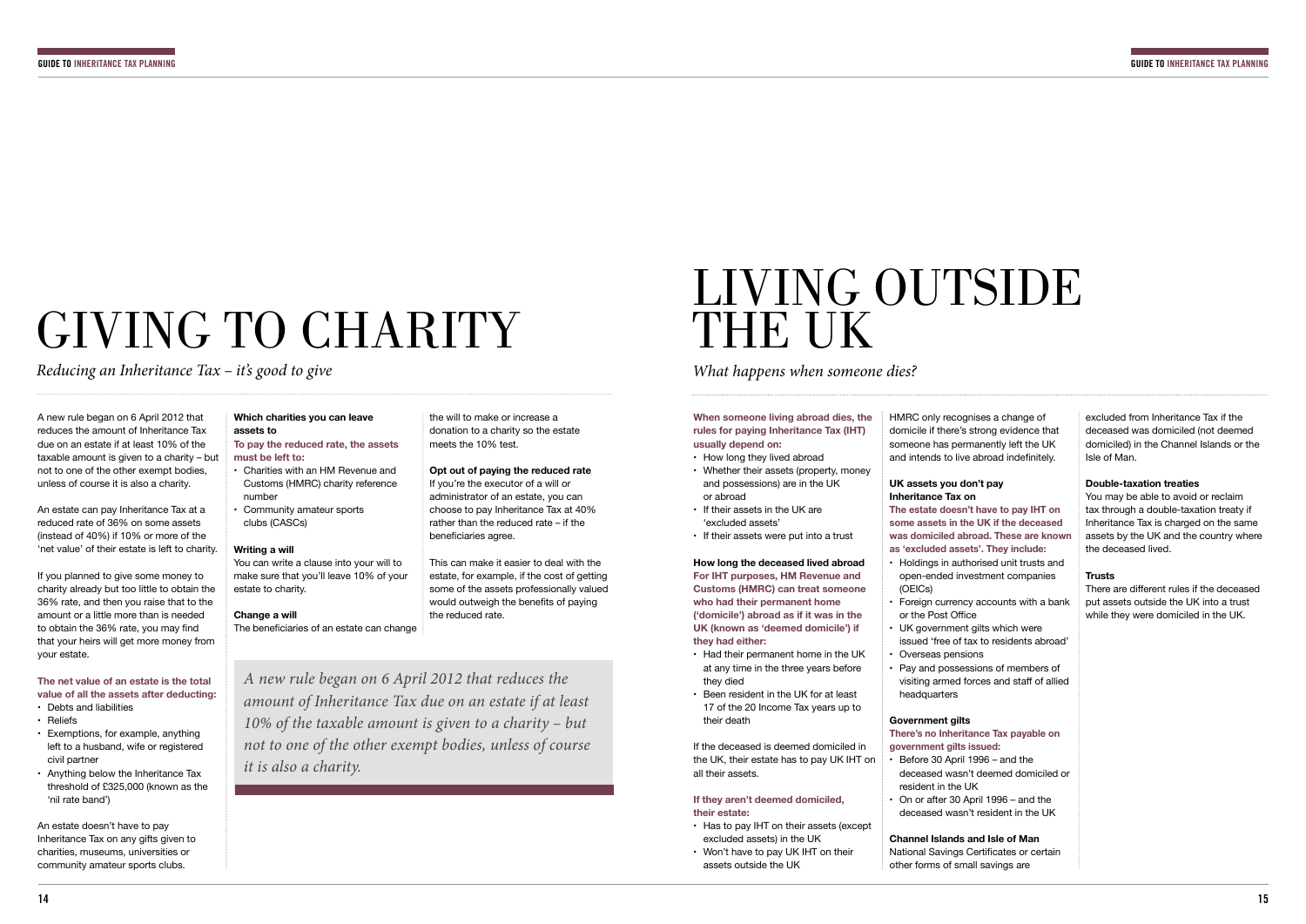# GIVING TO CHARITY

*Reducing an Inheritance Tax – it's good to give*

A new rule began on 6 April 2012 that reduces the amount of Inheritance Tax due on an estate if at least 10% of the taxable amount is given to a charity – but not to one of the other exempt bodies, unless of course it is also a charity.

An estate can pay Inheritance Tax at a reduced rate of 36% on some assets (instead of 40%) if 10% or more of the 'net value' of their estate is left to charity.

If you planned to give some money to charity already but too little to obtain the 36% rate, and then you raise that to the amount or a little more than is needed to obtain the 36% rate, you may find that your heirs will get more money from your estate.

**The net value of an estate is the total value of all the assets after deducting:**

- Debts and liabilities
- Reliefs
- Exemptions, for example, anything left to a husband, wife or registered civil partner
- Anything below the Inheritance Tax threshold of £325,000 (known as the 'nil rate band')

An estate doesn't have to pay Inheritance Tax on any gifts given to charities, museums, universities or community amateur sports clubs.

**Which charities you can leave assets to**

**To pay the reduced rate, the assets must be left to:**

- Charities with an HM Revenue and Customs (HMRC) charity reference number
- Community amateur sports clubs (CASCs)

**Writing a will**

You can write a clause into your will to make sure that you'll leave 10% of your estate to charity.

**Change a will**

The beneficiaries of an estate can change the will to make or increase a donation to a charity so the estate meets the 10% test.

**Opt out of paying the reduced rate**

If you're the executor of a will or administrator of an estate, you can choose to pay Inheritance Tax at 40% rather than the reduced rate – if the beneficiaries agree.

This can make it easier to deal with the estate, for example, if the cost of getting some of the assets professionally valued would outweigh the benefits of paying the reduced rate.

> *A new rule began on 6 April 2012 that reduces the amount of Inheritance Tax due on an estate if at least 10% of the taxable amount is given to a charity – but not to one of the other exempt bodies, unless of course it is also a charity.*

# LIVING OUTSIDE THE UK

*What happens when someone dies?*

**When someone living abroad dies, the rules for paying Inheritance Tax (IHT) usually depend on:**

- How long they lived abroad
- Whether their assets (property, money and possessions) are in the UK or abroad
- If their assets in the UK are 'excluded assets'
- If their assets were put into a trust

**How long the deceased lived abroad**

**For IHT purposes, HM Revenue and Customs (HMRC) can treat someone who had their permanent home ('domicile') abroad as if it was in the UK (known as 'deemed domicile') if they had either:**

- Had their permanent home in the UK at any time in the three years before they died
- Been resident in the UK for at least 17 of the 20 Income Tax years up to their death

If the deceased is deemed domiciled in the UK, their estate has to pay UK IHT on all their assets.

**If they aren't deemed domiciled, their estate:**

- Has to pay IHT on their assets (except excluded assets) in the UK
- Won't have to pay UK IHT on their assets outside the UK

HMRC only recognises a change of domicile if there's strong evidence that someone has permanently left the UK and intends to live abroad indefinitely.

**UK assets you don't pay Inheritance Tax on**

**The estate doesn't have to pay IHT on some assets in the UK if the deceased was domiciled abroad. These are known as 'excluded assets'. They include:**

- Holdings in authorised unit trusts and open-ended investment companies (OEICs)
- Foreign currency accounts with a bank or the Post Office
- UK government gilts which were issued 'free of tax to residents abroad'
- Overseas pensions
- Pay and possessions of members of visiting armed forces and staff of allied headquarters

**Government gilts**

**There's no Inheritance Tax payable on government gilts issued:**

- Before 30 April 1996 – and the deceased wasn't deemed domiciled or resident in the UK
- On or after 30 April 1996 – and the deceased wasn't resident in the UK

**Channel Islands and Isle of Man**

National Savings Certificates or certain other forms of small savings are excluded from Inheritance Tax if the deceased was domiciled (not deemed domiciled) in the Channel Islands or the Isle of Man.

**Double-taxation treaties**

You may be able to avoid or reclaim tax through a double-taxation treaty if Inheritance Tax is charged on the same assets by the UK and the country where the deceased lived.

**Trusts**

There are different rules if the deceased put assets outside the UK into a trust while they were domiciled in the UK.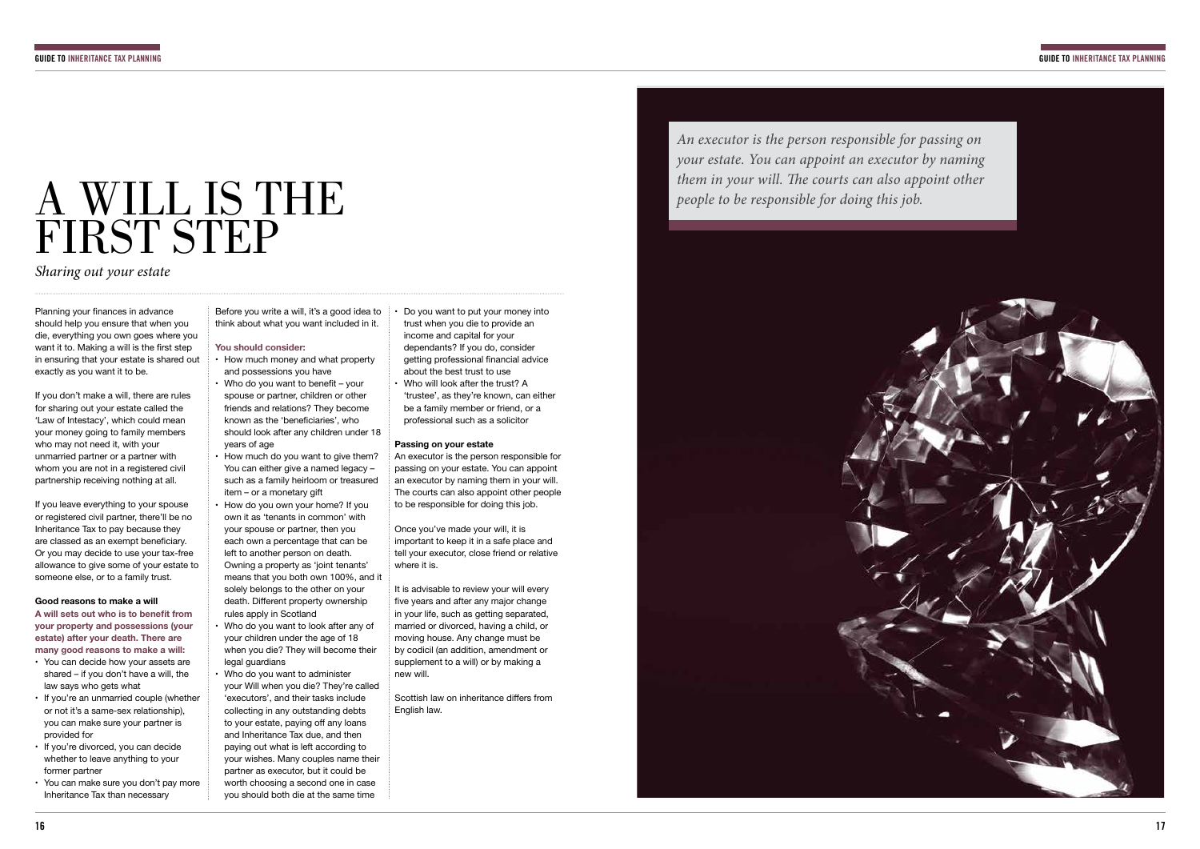# A WILL IS THE FIRST STEP

*Sharing out your estate*

Planning your finances in advance should help you ensure that when you die, everything you own goes where you want it to. Making a will is the first step in ensuring that your estate is shared out exactly as you want it to be.

If you don't make a will, there are rules for sharing out your estate called the 'Law of Intestacy', which could mean your money going to family members who may not need it, with your unmarried partner or a partner with whom you are not in a registered civil partnership receiving nothing at all.

If you leave everything to your spouse or registered civil partner, there'll be no Inheritance Tax to pay because they are classed as an exempt beneficiary. Or you may decide to use your tax-free allowance to give some of your estate to someone else, or to a family trust.

### Good reasons to make a will

**A will sets out who is to benefit from your property and possessions (your estate) after your death. There are many good reasons to make a will:**

- You can decide how your assets are shared – if you don't have a will, the law says who gets what
- If you're an unmarried couple (whether or not it's a same-sex relationship), you can make sure your partner is provided for
- If you're divorced, you can decide whether to leave anything to your former partner
- You can make sure you don't pay more Inheritance Tax than necessary

Before you write a will, it's a good idea to think about what you want included in it.

**You should consider:**

- How much money and what property and possessions you have
- Who do you want to benefit – your spouse or partner, children or other friends and relations? They become known as the 'beneficiaries', who should look after any children under 18 years of age
- How much do you want to give them? You can either give a named legacy – such as a family heirloom or treasured item – or a monetary gift
- How do you own your home? If you own it as 'tenants in common' with your spouse or partner, then you each own a percentage that can be left to another person on death. Owning a property as 'joint tenants' means that you both own 100%, and it solely belongs to the other on your death. Different property ownership rules apply in Scotland
- Who do you want to look after any of your children under the age of 18 when you die? They will become their legal guardians
- Who do you want to administer your Will when you die? They're called 'executors', and their tasks include collecting in any outstanding debts to your estate, paying off any loans and Inheritance Tax due, and then paying out what is left according to your wishes. Many couples name their partner as executor, but it could be worth choosing a second one in case you should both die at the same time
- Do you want to put your money into trust when you die to provide an income and capital for your dependants? If you do, consider getting professional financial advice about the best trust to use
- Who will look after the trust? A 'trustee', as they're known, can either be a family member or friend, or a professional such as a solicitor

### Passing on your estate

An executor is the person responsible for passing on your estate. You can appoint an executor by naming them in your will. The courts can also appoint other people to be responsible for doing this job.

Once you've made your will, it is important to keep it in a safe place and tell your executor, close friend or relative where it is.

It is advisable to review your will every five years and after any major change in your life, such as getting separated, married or divorced, having a child, or moving house. Any change must be by codicil (an addition, amendment or supplement to a will) or by making a new will.

Scottish law on inheritance differs from English law.

*An executor is the person responsible for passing on your estate. You can appoint an executor by naming them in your will. The courts can also appoint other people to be responsible for doing this job.*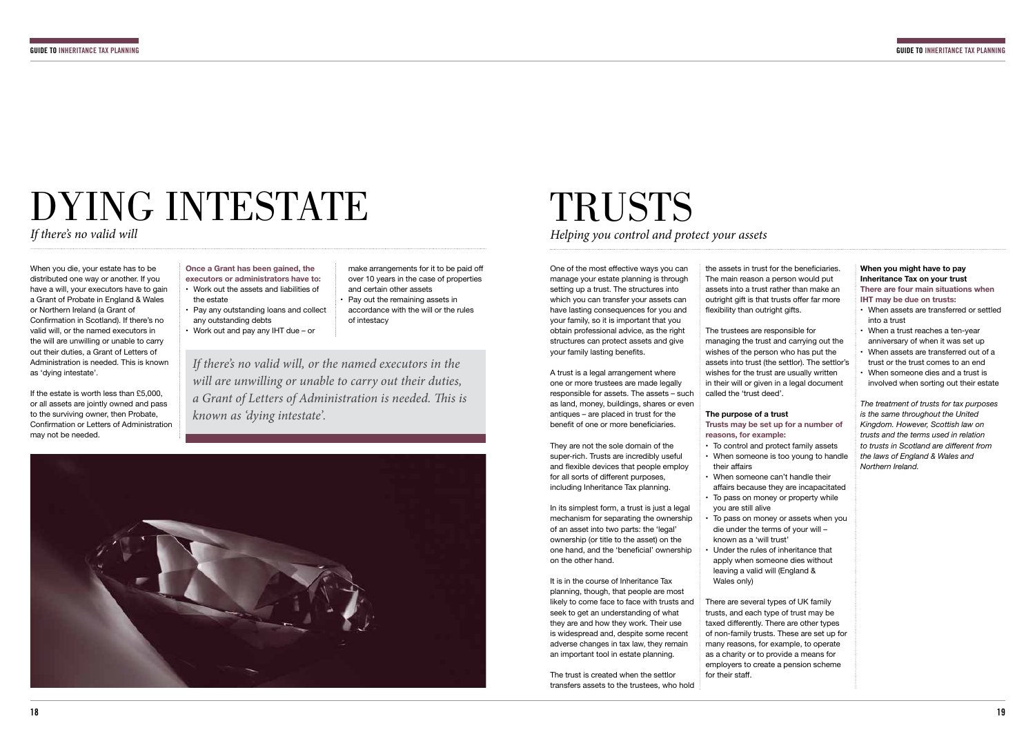# DYING INTESTATE

*If there's no valid will*

When you die, your estate has to be distributed one way or another. If you have a will, your executors have to gain a Grant of Probate in England & Wales or Northern Ireland (a Grant of Confirmation in Scotland). If there's no valid will, or the named executors in the will are unwilling or unable to carry out their duties, a Grant of Letters of Administration is needed. This is known as 'dying intestate'.

If the estate is worth less than £5,000, or all assets are jointly owned and pass to the surviving owner, then Probate, Confirmation or Letters of Administration may not be needed.

**Once a Grant has been gained, the executors or administrators have to:**

- Work out the assets and liabilities of the estate
- Pay any outstanding loans and collect any outstanding debts
- Work out and pay any IHT due – or make arrangements for it to be paid off over 10 years in the case of properties and certain other assets
- Pay out the remaining assets in accordance with the will or the rules of intestacy

*If there's no valid will, or the named executors in the will are unwilling or unable to carry out their duties, a Grant of Letters of Administration is needed. This is known as 'dying intestate'.*

# TRUSTS

*Helping you control and protect your assets*

One of the most effective ways you can manage your estate planning is through setting up a trust. The structures into which you can transfer your assets can have lasting consequences for you and your family, so it is important that you obtain professional advice, as the right structures can protect assets and give your family lasting benefits.

A trust is a legal arrangement where one or more trustees are made legally responsible for assets. The assets – such as land, money, buildings, shares or even antiques – are placed in trust for the benefit of one or more beneficiaries.

They are not the sole domain of the super-rich. Trusts are incredibly useful and flexible devices that people employ for all sorts of different purposes, including Inheritance Tax planning.

In its simplest form, a trust is just a legal mechanism for separating the ownership of an asset into two parts: the 'legal' ownership (or title to the asset) on the one hand, and the 'beneficial' ownership on the other hand.

It is in the course of Inheritance Tax planning, though, that people are most likely to come face to face with trusts and seek to get an understanding of what they are and how they work. Their use is widespread and, despite some recent adverse changes in tax law, they remain an important tool in estate planning.

The trust is created when the settlor transfers assets to the trustees, who hold the assets in trust for the beneficiaries. The main reason a person would put assets into a trust rather than make an outright gift is that trusts offer far more flexibility than outright gifts.

The trustees are responsible for managing the trust and carrying out the wishes of the person who has put the assets into trust (the settlor). The settlor's wishes for the trust are usually written in their will or given in a legal document called the 'trust deed'.

### The purpose of a trust

**Trusts may be set up for a number of reasons, for example:**

- To control and protect family assets
- When someone is too young to handle their affairs
- When someone can't handle their affairs because they are incapacitated
- To pass on money or property while you are still alive
- To pass on money or assets when you die under the terms of your will – known as a 'will trust'
- Under the rules of inheritance that apply when someone dies without leaving a valid will (England & Wales only)

There are several types of UK family trusts, and each type of trust may be taxed differently. There are other types of non-family trusts. These are set up for many reasons, for example, to operate as a charity or to provide a means for employers to create a pension scheme for their staff.

### When you might have to pay Inheritance Tax on your trust

**There are four main situations when IHT may be due on trusts:**

- When assets are transferred or settled into a trust
- When a trust reaches a ten-year anniversary of when it was set up
- When assets are transferred out of a trust or the trust comes to an end
- When someone dies and a trust is involved when sorting out their estate

*The treatment of trusts for tax purposes is the same throughout the United Kingdom. However, Scottish law on trusts and the terms used in relation to trusts in Scotland are different from the laws of England & Wales and Northern Ireland.*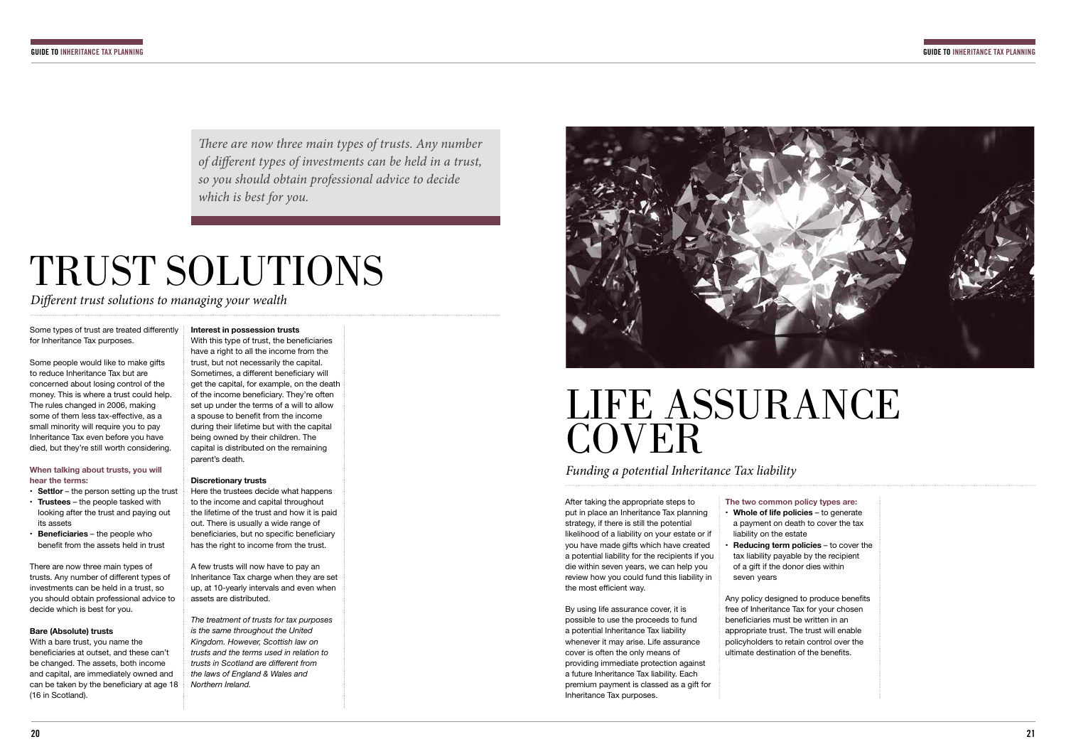*There are now three main types of trusts. Any number of different types of investments can be held in a trust, so you should obtain professional advice to decide which is best for you.*

# TRUST SOLUTIONS

*Different trust solutions to managing your wealth*

Some types of trust are treated differently for Inheritance Tax purposes.

Some people would like to make gifts to reduce Inheritance Tax but are concerned about losing control of the money. This is where a trust could help. The rules changed in 2006, making some of them less tax-effective, as a small minority will require you to pay Inheritance Tax even before you have died, but they're still worth considering.

**When talking about trusts, you will hear the terms:**

- **Settlor** – the person setting up the trust
- **Trustees** – the people tasked with looking after the trust and paying out its assets
- **Beneficiaries** – the people who benefit from the assets held in trust

There are now three main types of trusts. Any number of different types of investments can be held in a trust, so you should obtain professional advice to decide which is best for you.

**Bare (Absolute) trusts**

With a bare trust, you name the beneficiaries at outset, and these can't be changed. The assets, both income and capital, are immediately owned and can be taken by the beneficiary at age 18 (16 in Scotland).

**Interest in possession trusts**

With this type of trust, the beneficiaries have a right to all the income from the trust, but not necessarily the capital. Sometimes, a different beneficiary will get the capital, for example, on the death of the income beneficiary. They're often set up under the terms of a will to allow a spouse to benefit from the income during their lifetime but with the capital being owned by their children. The capital is distributed on the remaining parent's death.

**Discretionary trusts**

Here the trustees decide what happens to the income and capital throughout the lifetime of the trust and how it is paid out. There is usually a wide range of beneficiaries, but no specific beneficiary has the right to income from the trust.

A few trusts will now have to pay an Inheritance Tax charge when they are set up, at 10-yearly intervals and even when assets are distributed.

*The treatment of trusts for tax purposes is the same throughout the United Kingdom. However, Scottish law on trusts and the terms used in relation to trusts in Scotland are different from the laws of England & Wales and Northern Ireland.*

# LIFE ASSURANCE COVER

*Funding a potential Inheritance Tax liability*

After taking the appropriate steps to put in place an Inheritance Tax planning strategy, if there is still the potential likelihood of a liability on your estate or if you have made gifts which have created a potential liability for the recipients if you die within seven years, we can help you review how you could fund this liability in the most efficient way.

By using life assurance cover, it is possible to use the proceeds to fund a potential Inheritance Tax liability whenever it may arise. Life assurance cover is often the only means of providing immediate protection against a future Inheritance Tax liability. Each premium payment is classed as a gift for Inheritance Tax purposes.

**The two common policy types are:**

- **Whole of life policies** – to generate a payment on death to cover the tax liability on the estate
- **Reducing term policies** – to cover the tax liability payable by the recipient of a gift if the donor dies within seven years

Any policy designed to produce benefits free of Inheritance Tax for your chosen beneficiaries must be written in an appropriate trust. The trust will enable policyholders to retain control over the ultimate destination of the benefits.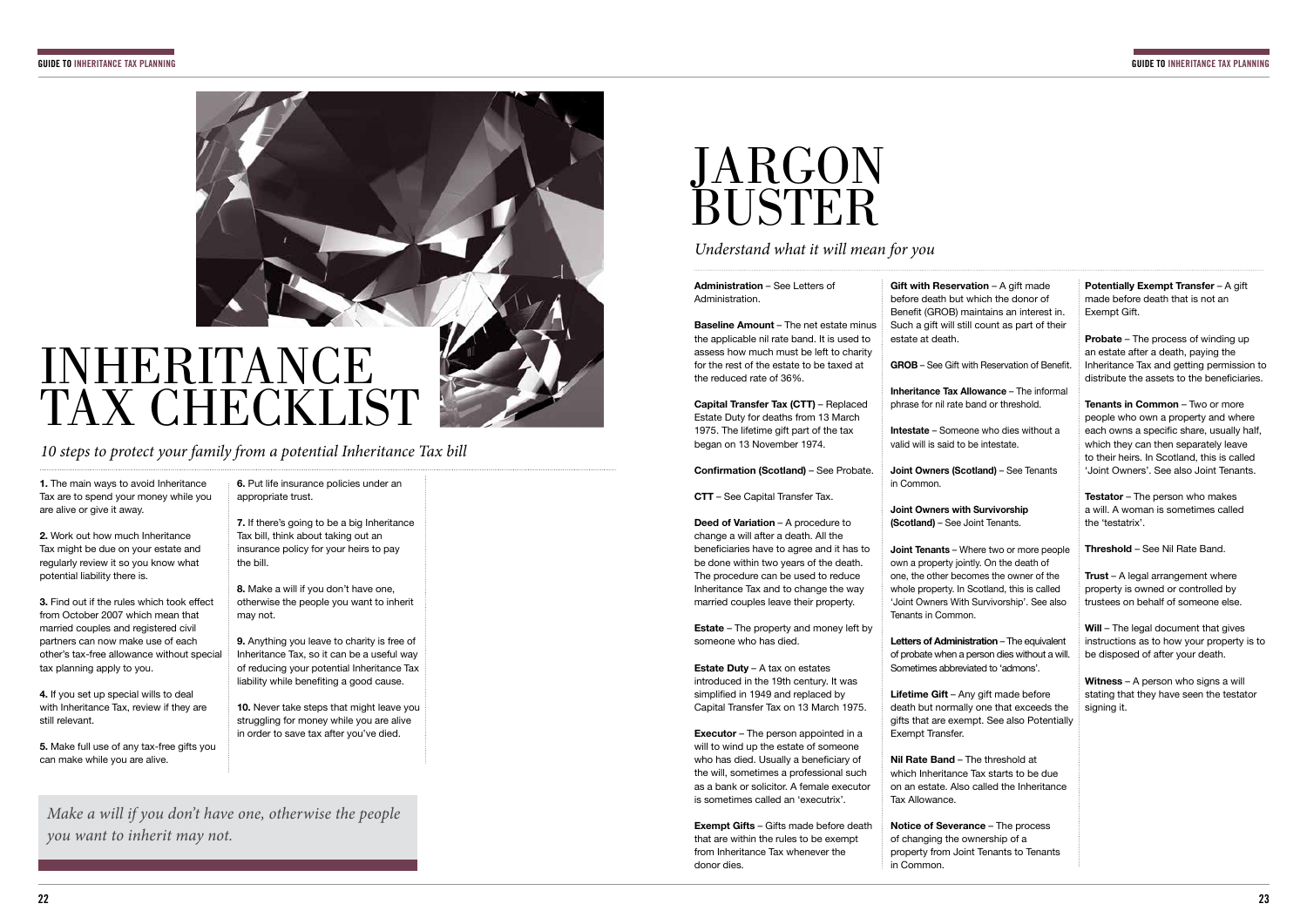# INHERITANCE TAX CHECKLIST

*10 steps to protect your family from a potential Inheritance Tax bill*

**1.** The main ways to avoid Inheritance Tax are to spend your money while you are alive or give it away.

**2.** Work out how much Inheritance Tax might be due on your estate and regularly review it so you know what potential liability there is.

**3.** Find out if the rules which took effect from October 2007 which mean that married couples and registered civil partners can now make use of each other's tax-free allowance without special tax planning apply to you.

**4.** If you set up special wills to deal with Inheritance Tax, review if they are still relevant.

**5.** Make full use of any tax-free gifts you can make while you are alive.

**6.** Put life insurance policies under an appropriate trust.

**7.** If there's going to be a big Inheritance Tax bill, think about taking out an insurance policy for your heirs to pay the bill.

**8.** Make a will if you don't have one, otherwise the people you want to inherit may not.

**9.** Anything you leave to charity is free of Inheritance Tax, so it can be a useful way of reducing your potential Inheritance Tax liability while benefiting a good cause.

**10.** Never take steps that might leave you struggling for money while you are alive in order to save tax after you've died.

*Make a will if you don't have one, otherwise the people you want to inherit may not.*

# JARGON BUSTER

*Understand what it will mean for you*

**Administration** – See Letters of Administration.

**Baseline Amount** – The net estate minus the applicable nil rate band. It is used to assess how much must be left to charity for the rest of the estate to be taxed at the reduced rate of 36%.

**Capital Transfer Tax (CTT)** – Replaced Estate Duty for deaths from 13 March 1975. The lifetime gift part of the tax began on 13 November 1974.

**Confirmation (Scotland)** – See Probate.

**CTT** – See Capital Transfer Tax.

**Deed of Variation** – A procedure to change a will after a death. All the beneficiaries have to agree and it has to be done within two years of the death. The procedure can be used to reduce Inheritance Tax and to change the way married couples leave their property.

**Estate** – The property and money left by someone who has died.

**Estate Duty** – A tax on estates introduced in the 19th century. It was simplified in 1949 and replaced by Capital Transfer Tax on 13 March 1975.

**Executor** – The person appointed in a will to wind up the estate of someone who has died. Usually a beneficiary of the will, sometimes a professional such as a bank or solicitor. A female executor is sometimes called an 'executrix'.

**Exempt Gifts** – Gifts made before death that are within the rules to be exempt from Inheritance Tax whenever the donor dies.

**Gift with Reservation** – A gift made before death but which the donor of Benefit (GROB) maintains an interest in. Such a gift will still count as part of their estate at death.

**GROB** – See Gift with Reservation of Benefit.

**Inheritance Tax Allowance** – The informal phrase for nil rate band or threshold.

**Intestate** – Someone who dies without a valid will is said to be intestate.

**Joint Owners (Scotland)** – See Tenants in Common.

**Joint Owners with Survivorship (Scotland)** – See Joint Tenants.

**Joint Tenants** – Where two or more people own a property jointly. On the death of one, the other becomes the owner of the whole property. In Scotland, this is called 'Joint Owners With Survivorship'. See also Tenants in Common.

**Letters of Administration** – The equivalent of probate when a person dies without a will. Sometimes abbreviated to 'admons'.

**Lifetime Gift** – Any gift made before death but normally one that exceeds the gifts that are exempt. See also Potentially Exempt Transfer.

**Nil Rate Band** – The threshold at which Inheritance Tax starts to be due on an estate. Also called the Inheritance Tax Allowance.

**Notice of Severance** – The process of changing the ownership of a property from Joint Tenants to Tenants in Common.

**Potentially Exempt Transfer** – A gift made before death that is not an Exempt Gift.

**Probate** – The process of winding up an estate after a death, paying the Inheritance Tax and getting permission to distribute the assets to the beneficiaries.

**Tenants in Common** – Two or more people who own a property and where each owns a specific share, usually half, which they can then separately leave to their heirs. In Scotland, this is called 'Joint Owners'. See also Joint Tenants.

**Testator** – The person who makes a will. A woman is sometimes called the 'testatrix'.

**Threshold** – See Nil Rate Band.

**Trust** – A legal arrangement where property is owned or controlled by trustees on behalf of someone else.

**Will** – The legal document that gives instructions as to how your property is to be disposed of after your death.

**Witness** – A person who signs a will stating that they have seen the testator signing it.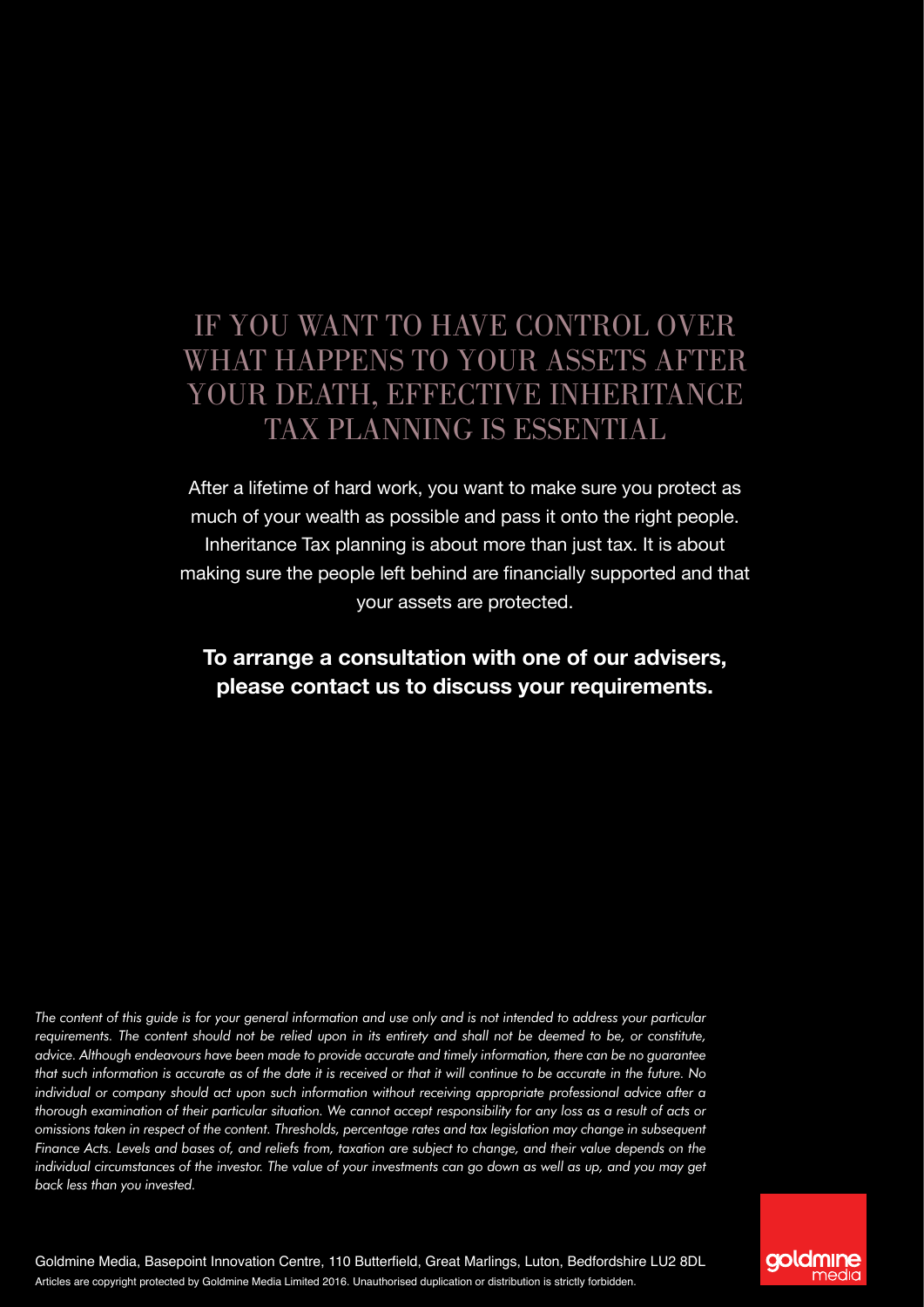# IF YOU WANT TO HAVE CONTROL OVER WHAT HAPPENS TO YOUR ASSETS AFTER YOUR DEATH, EFFECTIVE INHERITANCE TAX PLANNING IS ESSENTIAL

After a lifetime of hard work, you want to make sure you protect as much of your wealth as possible and pass it onto the right people. Inheritance Tax planning is about more than just tax. It is about making sure the people left behind are financially supported and that your assets are protected.

**To arrange a consultation with one of our advisers, please contact us to discuss your requirements.**

*The content of this guide is for your general information and use only and is not intended to address your particular requirements. The content should not be relied upon in its entirety and shall not be deemed to be, or constitute, advice. Although endeavours have been made to provide accurate and timely information, there can be no guarantee that such information is accurate as of the date it is received or that it will continue to be accurate in the future. No individual or company should act upon such information without receiving appropriate professional advice after a thorough examination of their particular situation. We cannot accept responsibility for any loss as a result of acts or omissions taken in respect of the content. Thresholds, percentage rates and tax legislation may change in subsequent Finance Acts. Levels and bases of, and reliefs from, taxation are subject to change, and their value depends on the individual circumstances of the investor. The value of your investments can go down as well as up, and you may get back less than you invested.*

Goldmine Media, Basepoint Innovation Centre, 110 Butterfield, Great Marlings, Luton, Bedfordshire LU2 8DL

Articles are copyright protected by Goldmine Media Limited 2016. Unauthorised duplication or distribution is strictly forbidden.

goldmine media